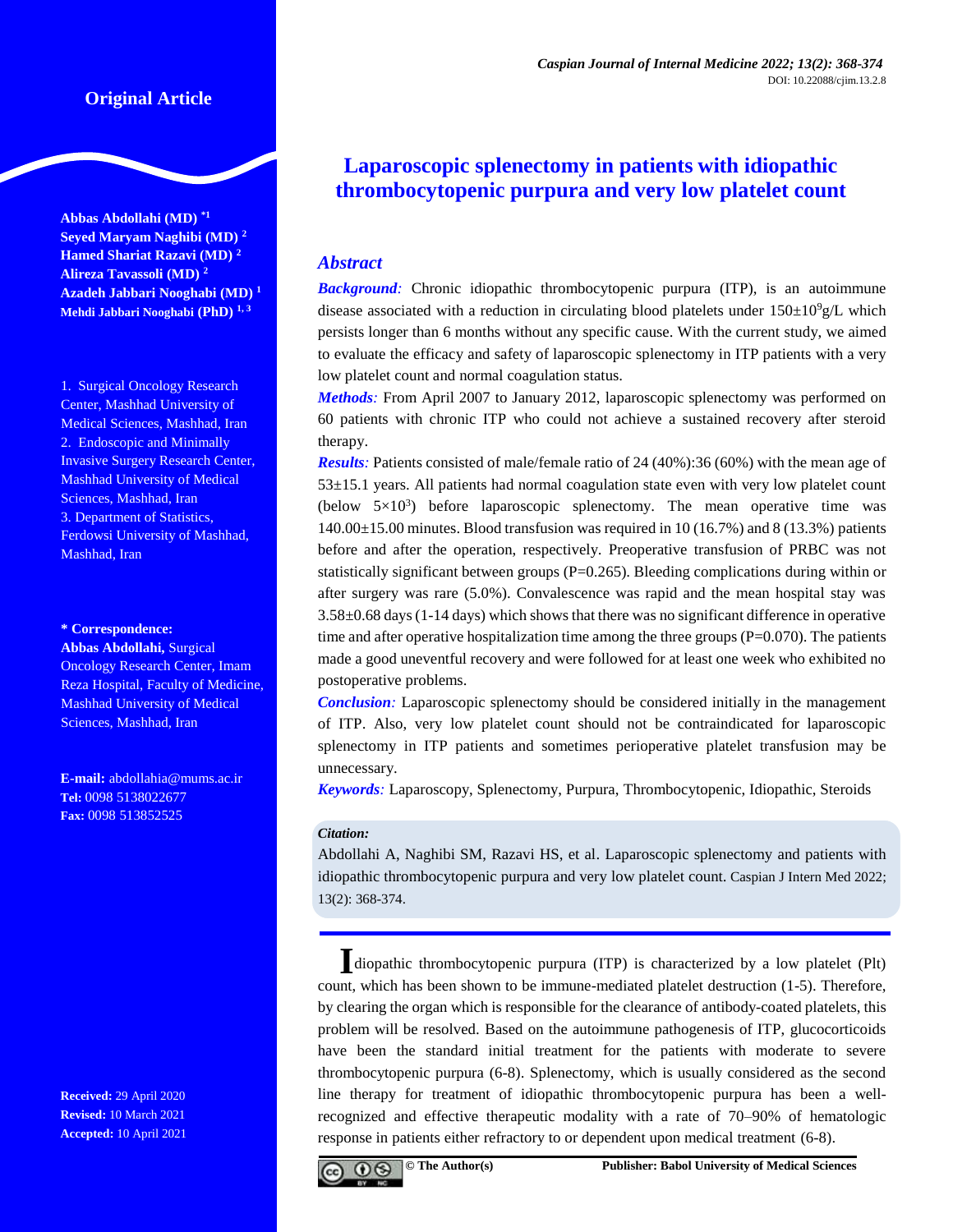Original Article

# Laparoscopic splenectomy in patients with idiopathic thrombocytopenic purpura and very low platelet count

**Abbas Abdollahi (MD)** [*1]
**Seyed Maryam Naghibi (MD)** [2]
**Hamed Shariat Razavi (MD)** [2]
**Alireza Tavassoli (MD)** [2]
**Azadeh Jabbari Nooghabi (MD)** [1]
**Mehdi Jabbari Nooghabi (PhD)** [1, 3]

1. Surgical Oncology Research Center, Mashhad University of Medical Sciences, Mashhad, Iran
2. Endoscopic and Minimally Invasive Surgery Research Center, Mashhad University of Medical Sciences, Mashhad, Iran
3. Department of Statistics, Ferdowsi University of Mashhad, Mashhad, Iran

**\* Correspondence:**
**Abbas Abdollahi,** Surgical Oncology Research Center, Imam Reza Hospital, Faculty of Medicine, Mashhad University of Medical Sciences, Mashhad, Iran

**E-mail:** abdollahia@mums.ac.ir
**Tel:** 0098 5138022677
**Fax:** 0098 513852525

**Received:** 29 April 2020
**Revised:** 10 March 2021
**Accepted:** 10 April 2021

## *Abstract*

***Background:*** Chronic idiopathic thrombocytopenic purpura (ITP), is an autoimmune disease associated with a reduction in circulating blood platelets under $150\pm10^9$g/L which persists longer than 6 months without any specific cause. With the current study, we aimed to evaluate the efficacy and safety of laparoscopic splenectomy in ITP patients with a very low platelet count and normal coagulation status.

***Methods:*** From April 2007 to January 2012, laparoscopic splenectomy was performed on 60 patients with chronic ITP who could not achieve a sustained recovery after steroid therapy.

***Results:*** Patients consisted of male/female ratio of 24 (40%):36 (60%) with the mean age of 53±15.1 years. All patients had normal coagulation state even with very low platelet count (below $5\times10^3$) before laparoscopic splenectomy. The mean operative time was 140.00±15.00 minutes. Blood transfusion was required in 10 (16.7%) and 8 (13.3%) patients before and after the operation, respectively. Preoperative transfusion of PRBC was not statistically significant between groups (P=0.265). Bleeding complications during within or after surgery was rare (5.0%). Convalescence was rapid and the mean hospital stay was 3.58±0.68 days (1-14 days) which shows that there was no significant difference in operative time and after operative hospitalization time among the three groups (P=0.070). The patients made a good uneventful recovery and were followed for at least one week who exhibited no postoperative problems.

***Conclusion:*** Laparoscopic splenectomy should be considered initially in the management of ITP. Also, very low platelet count should not be contraindicated for laparoscopic splenectomy in ITP patients and sometimes perioperative platelet transfusion may be unnecessary.

***Keywords:*** Laparoscopy, Splenectomy, Purpura, Thrombocytopenic, Idiopathic, Steroids

***Citation:***
Abdollahi A, Naghibi SM, Razavi HS, et al. Laparoscopic splenectomy and patients with idiopathic thrombocytopenic purpura and very low platelet count. Caspian J Intern Med 2022; 13(2): 368-374.

Idiopathic thrombocytopenic purpura (ITP) is characterized by a low platelet (Plt) count, which has been shown to be immune-mediated platelet destruction (1-5). Therefore, by clearing the organ which is responsible for the clearance of antibody-coated platelets, this problem will be resolved. Based on the autoimmune pathogenesis of ITP, glucocorticoids have been the standard initial treatment for the patients with moderate to severe thrombocytopenic purpura (6-8). Splenectomy, which is usually considered as the second line therapy for treatment of idiopathic thrombocytopenic purpura has been a well-recognized and effective therapeutic modality with a rate of 70–90% of hematologic response in patients either refractory to or dependent upon medical treatment (6-8).

© The Author(s) Publisher: Babol University of Medical Sciences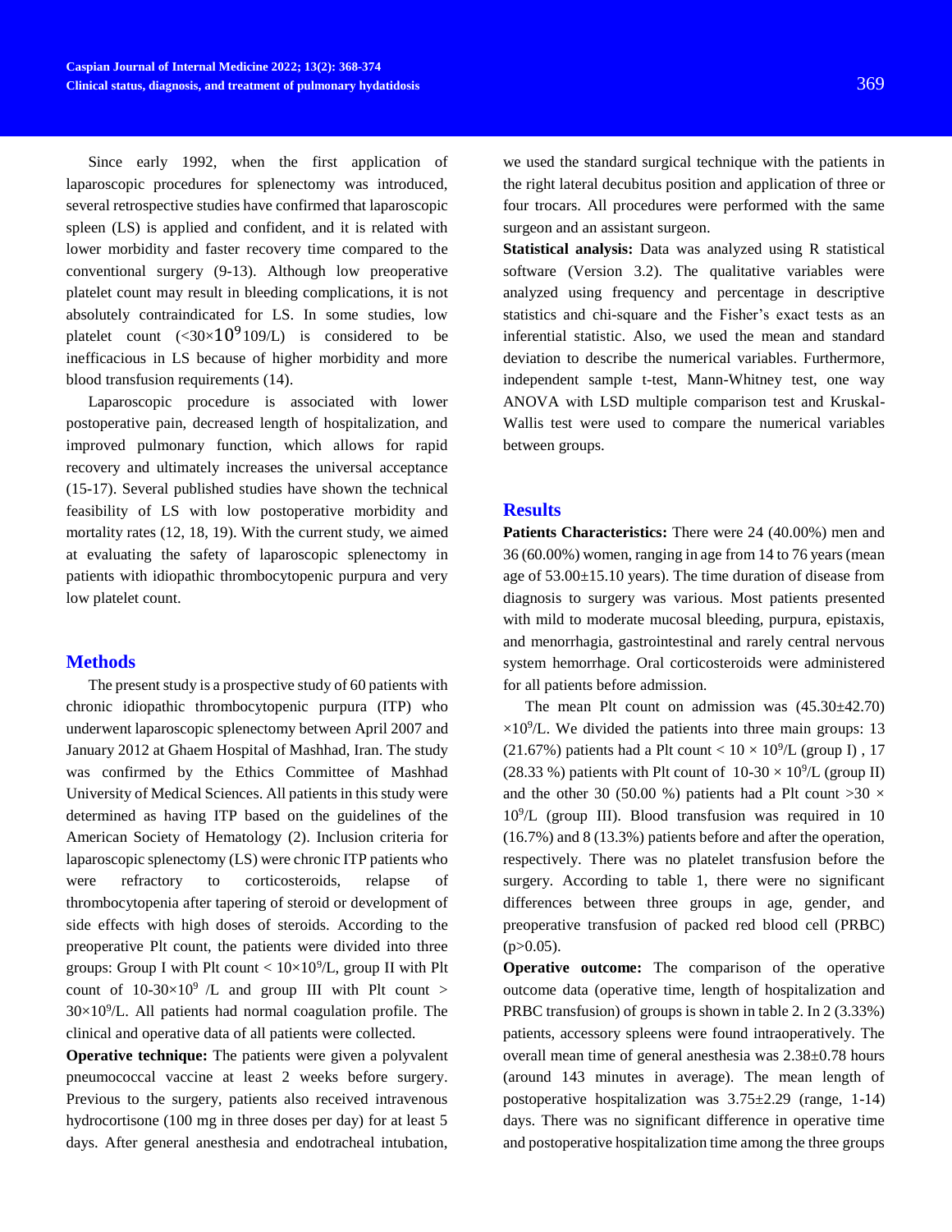Since early 1992, when the first application of laparoscopic procedures for splenectomy was introduced, several retrospective studies have confirmed that laparoscopic spleen (LS) is applied and confident, and it is related with lower morbidity and faster recovery time compared to the conventional surgery (9-13). Although low preoperative platelet count may result in bleeding complications, it is not absolutely contraindicated for LS. In some studies, low platelet count ($<30\times10^9$ 109/L) is considered to be inefficacious in LS because of higher morbidity and more blood transfusion requirements (14).

Laparoscopic procedure is associated with lower postoperative pain, decreased length of hospitalization, and improved pulmonary function, which allows for rapid recovery and ultimately increases the universal acceptance (15-17). Several published studies have shown the technical feasibility of LS with low postoperative morbidity and mortality rates (12, 18, 19). With the current study, we aimed at evaluating the safety of laparoscopic splenectomy in patients with idiopathic thrombocytopenic purpura and very low platelet count.

## Methods

The present study is a prospective study of 60 patients with chronic idiopathic thrombocytopenic purpura (ITP) who underwent laparoscopic splenectomy between April 2007 and January 2012 at Ghaem Hospital of Mashhad, Iran. The study was confirmed by the Ethics Committee of Mashhad University of Medical Sciences. All patients in this study were determined as having ITP based on the guidelines of the American Society of Hematology (2). Inclusion criteria for laparoscopic splenectomy (LS) were chronic ITP patients who were refractory to corticosteroids, relapse of thrombocytopenia after tapering of steroid or development of side effects with high doses of steroids. According to the preoperative Plt count, the patients were divided into three groups: Group I with Plt count $< 10\times10^9$/L, group II with Plt count of $10\text{-}30\times10^9$ /L and group III with Plt count $> 30\times10^9$/L. All patients had normal coagulation profile. The clinical and operative data of all patients were collected.

**Operative technique:** The patients were given a polyvalent pneumococcal vaccine at least 2 weeks before surgery. Previous to the surgery, patients also received intravenous hydrocortisone (100 mg in three doses per day) for at least 5 days. After general anesthesia and endotracheal intubation, we used the standard surgical technique with the patients in the right lateral decubitus position and application of three or four trocars. All procedures were performed with the same surgeon and an assistant surgeon.

**Statistical analysis:** Data was analyzed using R statistical software (Version 3.2). The qualitative variables were analyzed using frequency and percentage in descriptive statistics and chi-square and the Fisher's exact tests as an inferential statistic. Also, we used the mean and standard deviation to describe the numerical variables. Furthermore, independent sample t-test, Mann-Whitney test, one way ANOVA with LSD multiple comparison test and Kruskal-Wallis test were used to compare the numerical variables between groups.

## Results

**Patients Characteristics:** There were 24 (40.00%) men and 36 (60.00%) women, ranging in age from 14 to 76 years (mean age of 53.00±15.10 years). The time duration of disease from diagnosis to surgery was various. Most patients presented with mild to moderate mucosal bleeding, purpura, epistaxis, and menorrhagia, gastrointestinal and rarely central nervous system hemorrhage. Oral corticosteroids were administered for all patients before admission.

The mean Plt count on admission was (45.30±42.70) $\times10^9$/L. We divided the patients into three main groups: 13 (21.67%) patients had a Plt count $< 10 \times 10^9$/L (group I) , 17 (28.33 %) patients with Plt count of $10\text{-}30 \times 10^9$/L (group II) and the other 30 (50.00 %) patients had a Plt count $>30 \times 10^9$/L (group III). Blood transfusion was required in 10 (16.7%) and 8 (13.3%) patients before and after the operation, respectively. There was no platelet transfusion before the surgery. According to table 1, there were no significant differences between three groups in age, gender, and preoperative transfusion of packed red blood cell (PRBC) ($p>0.05$).

**Operative outcome:** The comparison of the operative outcome data (operative time, length of hospitalization and PRBC transfusion) of groups is shown in table 2. In 2 (3.33%) patients, accessory spleens were found intraoperatively. The overall mean time of general anesthesia was 2.38±0.78 hours (around 143 minutes in average). The mean length of postoperative hospitalization was 3.75±2.29 (range, 1-14) days. There was no significant difference in operative time and postoperative hospitalization time among the three groups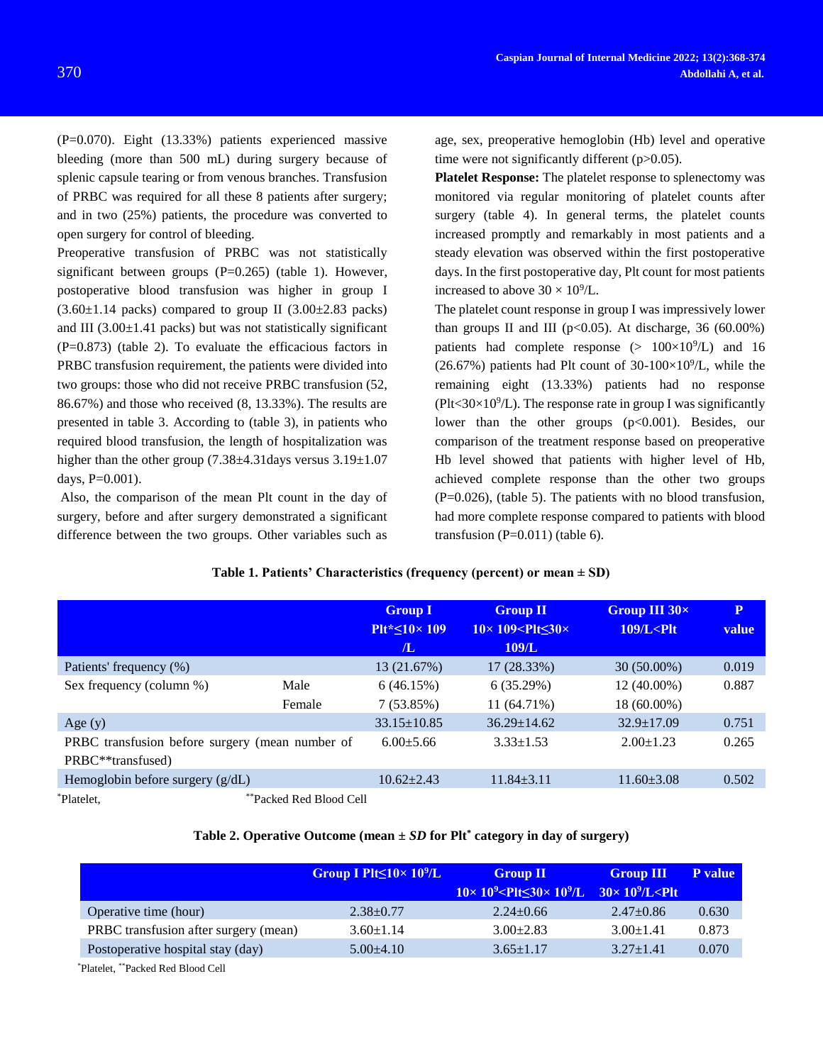(P=0.070). Eight (13.33%) patients experienced massive bleeding (more than 500 mL) during surgery because of splenic capsule tearing or from venous branches. Transfusion of PRBC was required for all these 8 patients after surgery; and in two (25%) patients, the procedure was converted to open surgery for control of bleeding.

Preoperative transfusion of PRBC was not statistically significant between groups (P=0.265) (table 1). However, postoperative blood transfusion was higher in group I (3.60±1.14 packs) compared to group II (3.00±2.83 packs) and III (3.00±1.41 packs) but was not statistically significant (P=0.873) (table 2). To evaluate the efficacious factors in PRBC transfusion requirement, the patients were divided into two groups: those who did not receive PRBC transfusion (52, 86.67%) and those who received (8, 13.33%). The results are presented in table 3. According to (table 3), in patients who required blood transfusion, the length of hospitalization was higher than the other group (7.38±4.31days versus 3.19±1.07 days, P=0.001).

Also, the comparison of the mean Plt count in the day of surgery, before and after surgery demonstrated a significant difference between the two groups. Other variables such as age, sex, preoperative hemoglobin (Hb) level and operative time were not significantly different (p>0.05).

**Platelet Response:** The platelet response to splenectomy was monitored via regular monitoring of platelet counts after surgery (table 4). In general terms, the platelet counts increased promptly and remarkably in most patients and a steady elevation was observed within the first postoperative days. In the first postoperative day, Plt count for most patients increased to above $30 \times 10^9$/L.

The platelet count response in group I was impressively lower than groups II and III (p<0.05). At discharge, 36 (60.00%) patients had complete response (> $100\times10^9$/L) and 16 (26.67%) patients had Plt count of 30-$100\times10^9$/L, while the remaining eight (13.33%) patients had no response (Plt<$30\times10^9$/L). The response rate in group I was significantly lower than the other groups (p<0.001). Besides, our comparison of the treatment response based on preoperative Hb level showed that patients with higher level of Hb, achieved complete response than the other two groups (P=0.026), (table 5). The patients with no blood transfusion, had more complete response compared to patients with blood transfusion (P=0.011) (table 6).

**Table 1. Patients' Characteristics (frequency (percent) or mean ± SD)**

| | | Group I Plt*≤10× 109 /L | Group II 10× 109<Plt≤30× 109/L | Group III 30× 109/L<Plt | P value |
|---|---|---|---|---|---|
| Patients' frequency (%) | | 13 (21.67%) | 17 (28.33%) | 30 (50.00%) | 0.019 |
| Sex frequency (column %) | Male | 6 (46.15%) | 6 (35.29%) | 12 (40.00%) | 0.887 |
| | Female | 7 (53.85%) | 11 (64.71%) | 18 (60.00%) | |
| Age (y) | | 33.15±10.85 | 36.29±14.62 | 32.9±17.09 | 0.751 |
| PRBC transfusion before surgery (mean number of PRBC**transfused) | | 6.00±5.66 | 3.33±1.53 | 2.00±1.23 | 0.265 |
| Hemoglobin before surgery (g/dL) | | 10.62±2.43 | 11.84±3.11 | 11.60±3.08 | 0.502 |

*Platelet, **Packed Red Blood Cell

**Table 2. Operative Outcome (mean ± *SD* for Plt* category in day of surgery)**

| | Group I Plt≤10× $10^9$/L | Group II 10× $10^9$<Plt≤30× $10^9$/L | Group III 30× $10^9$/L<Plt | P value |
|---|---|---|---|---|
| Operative time (hour) | 2.38±0.77 | 2.24±0.66 | 2.47±0.86 | 0.630 |
| PRBC transfusion after surgery (mean) | 3.60±1.14 | 3.00±2.83 | 3.00±1.41 | 0.873 |
| Postoperative hospital stay (day) | 5.00±4.10 | 3.65±1.17 | 3.27±1.41 | 0.070 |

*Platelet, **Packed Red Blood Cell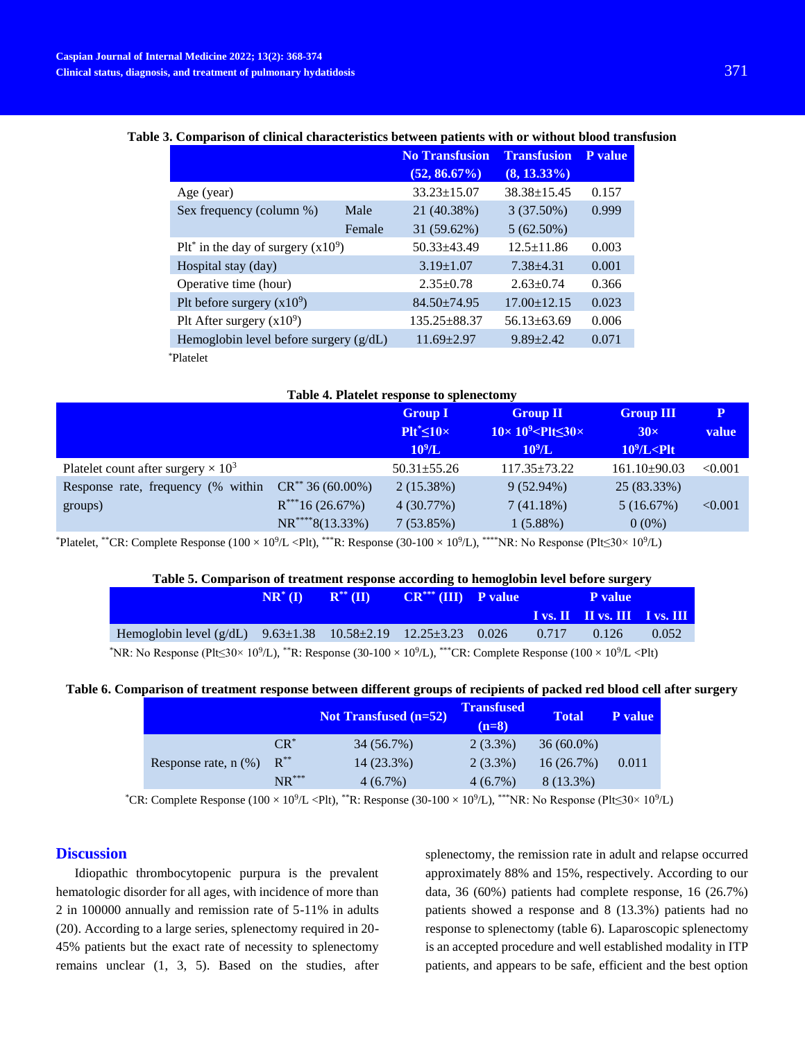**Table 3. Comparison of clinical characteristics between patients with or without blood transfusion**

| | | No Transfusion (52, 86.67%) | Transfusion (8, 13.33%) | P value |
|---|---|---|---|---|
| Age (year) | | 33.23±15.07 | 38.38±15.45 | 0.157 |
| Sex frequency (column %) | Male | 21 (40.38%) | 3 (37.50%) | 0.999 |
| | Female | 31 (59.62%) | 5 (62.50%) | |
| Plt* in the day of surgery ($x10^9$) | | 50.33±43.49 | 12.5±11.86 | 0.003 |
| Hospital stay (day) | | 3.19±1.07 | 7.38±4.31 | 0.001 |
| Operative time (hour) | | 2.35±0.78 | 2.63±0.74 | 0.366 |
| Plt before surgery ($x10^9$) | | 84.50±74.95 | 17.00±12.15 | 0.023 |
| Plt After surgery ($x10^9$) | | 135.25±88.37 | 56.13±63.69 | 0.006 |
| Hemoglobin level before surgery (g/dL) | | 11.69±2.97 | 9.89±2.42 | 0.071 |

*Platelet

**Table 4. Platelet response to splenectomy**

| | | Group I Plt*≤10× $10^9$/L | Group II 10× $10^9$<Plt≤30× $10^9$/L | Group III 30× $10^9$/L<Plt | P value |
|---|---|---|---|---|---|
| Platelet count after surgery × $10^3$ | | 50.31±55.26 | 117.35±73.22 | 161.10±90.03 | <0.001 |
| Response rate, frequency (% within groups) | CR** 36 (60.00%) | 2 (15.38%) | 9 (52.94%) | 25 (83.33%) | <0.001 |
| | R*** 16 (26.67%) | 4 (30.77%) | 7 (41.18%) | 5 (16.67%) | |
| | NR**** 8(13.33%) | 7 (53.85%) | 1 (5.88%) | 0 (0%) | |

*Platelet, **CR: Complete Response (100 × $10^9$/L <Plt), ***R: Response (30-100 × $10^9$/L), ****NR: No Response (Plt≤30× $10^9$/L)

**Table 5. Comparison of treatment response according to hemoglobin level before surgery**

| | NR* (I) | R** (II) | CR*** (III) | P value | P value | | |
|---|---|---|---|---|---|---|---|
| | | | | | I vs. II | II vs. III | I vs. III |
| Hemoglobin level (g/dL) | 9.63±1.38 | 10.58±2.19 | 12.25±3.23 | 0.026 | 0.717 | 0.126 | 0.052 |

*NR: No Response (Plt≤30× $10^9$/L), **R: Response (30-100 × $10^9$/L), ***CR: Complete Response (100 × $10^9$/L <Plt)

**Table 6. Comparison of treatment response between different groups of recipients of packed red blood cell after surgery**

| | | Not Transfused (n=52) | Transfused (n=8) | Total | P value |
|---|---|---|---|---|---|
| Response rate, n (%) | CR* | 34 (56.7%) | 2 (3.3%) | 36 (60.0%) | 0.011 |
| | R** | 14 (23.3%) | 2 (3.3%) | 16 (26.7%) | |
| | NR*** | 4 (6.7%) | 4 (6.7%) | 8 (13.3%) | |

*CR: Complete Response (100 × $10^9$/L <Plt), **R: Response (30-100 × $10^9$/L), ***NR: No Response (Plt≤30× $10^9$/L)

## Discussion

Idiopathic thrombocytopenic purpura is the prevalent hematologic disorder for all ages, with incidence of more than 2 in 100000 annually and remission rate of 5-11% in adults (20). According to a large series, splenectomy required in 20-45% patients but the exact rate of necessity to splenectomy remains unclear (1, 3, 5). Based on the studies, after splenectomy, the remission rate in adult and relapse occurred approximately 88% and 15%, respectively. According to our data, 36 (60%) patients had complete response, 16 (26.7%) patients showed a response and 8 (13.3%) patients had no response to splenectomy (table 6). Laparoscopic splenectomy is an accepted procedure and well established modality in ITP patients, and appears to be safe, efficient and the best option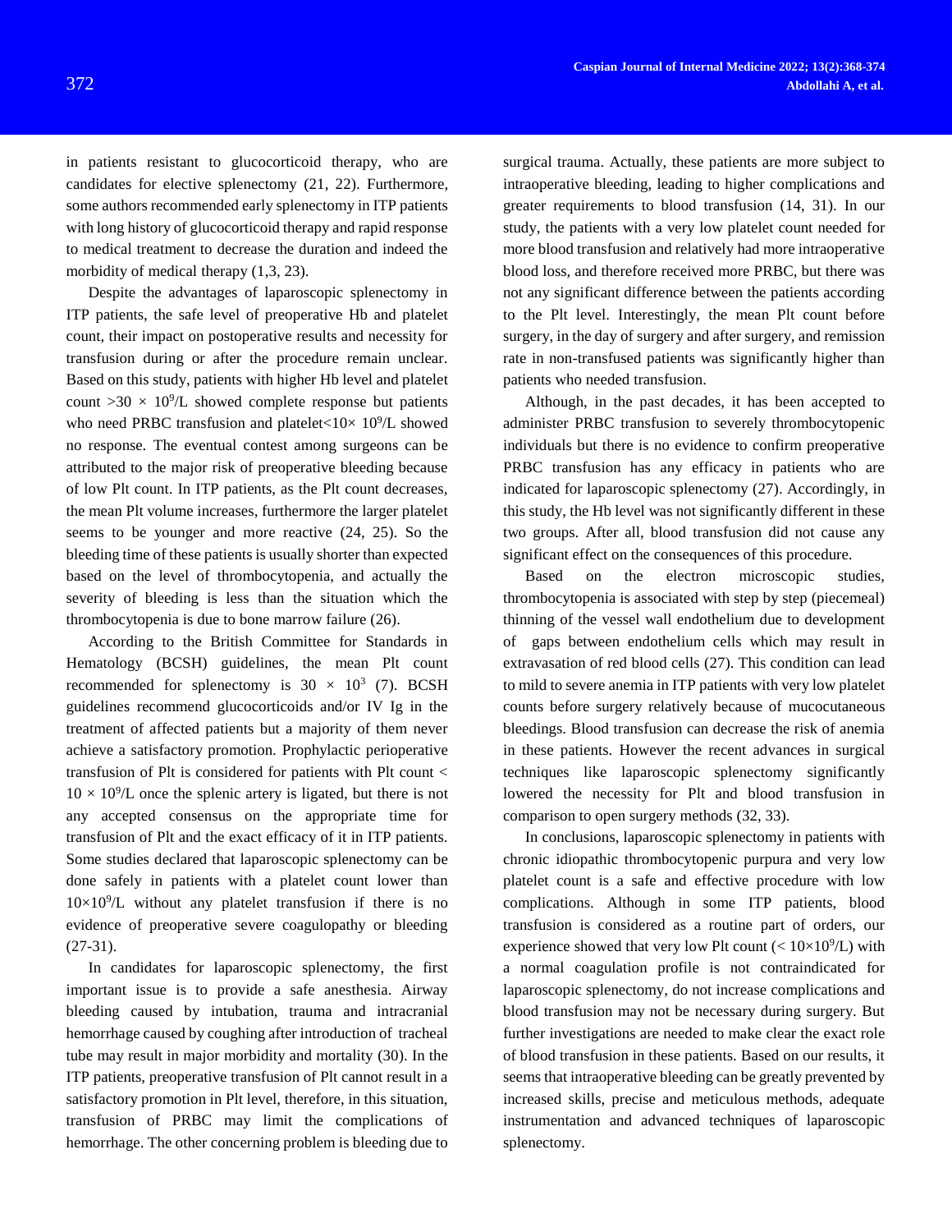in patients resistant to glucocorticoid therapy, who are candidates for elective splenectomy (21, 22). Furthermore, some authors recommended early splenectomy in ITP patients with long history of glucocorticoid therapy and rapid response to medical treatment to decrease the duration and indeed the morbidity of medical therapy (1,3, 23).

Despite the advantages of laparoscopic splenectomy in ITP patients, the safe level of preoperative Hb and platelet count, their impact on postoperative results and necessity for transfusion during or after the procedure remain unclear. Based on this study, patients with higher Hb level and platelet count $>30 \times 10^9$/L showed complete response but patients who need PRBC transfusion and platelet$<10\times 10^9$/L showed no response. The eventual contest among surgeons can be attributed to the major risk of preoperative bleeding because of low Plt count. In ITP patients, as the Plt count decreases, the mean Plt volume increases, furthermore the larger platelet seems to be younger and more reactive (24, 25). So the bleeding time of these patients is usually shorter than expected based on the level of thrombocytopenia, and actually the severity of bleeding is less than the situation which the thrombocytopenia is due to bone marrow failure (26).

According to the British Committee for Standards in Hematology (BCSH) guidelines, the mean Plt count recommended for splenectomy is $30 \times 10^3$ (7). BCSH guidelines recommend glucocorticoids and/or IV Ig in the treatment of affected patients but a majority of them never achieve a satisfactory promotion. Prophylactic perioperative transfusion of Plt is considered for patients with Plt count $< 10 \times 10^9$/L once the splenic artery is ligated, but there is not any accepted consensus on the appropriate time for transfusion of Plt and the exact efficacy of it in ITP patients. Some studies declared that laparoscopic splenectomy can be done safely in patients with a platelet count lower than $10\times10^9$/L without any platelet transfusion if there is no evidence of preoperative severe coagulopathy or bleeding (27-31).

In candidates for laparoscopic splenectomy, the first important issue is to provide a safe anesthesia. Airway bleeding caused by intubation, trauma and intracranial hemorrhage caused by coughing after introduction of tracheal tube may result in major morbidity and mortality (30). In the ITP patients, preoperative transfusion of Plt cannot result in a satisfactory promotion in Plt level, therefore, in this situation, transfusion of PRBC may limit the complications of hemorrhage. The other concerning problem is bleeding due to surgical trauma. Actually, these patients are more subject to intraoperative bleeding, leading to higher complications and greater requirements to blood transfusion (14, 31). In our study, the patients with a very low platelet count needed for more blood transfusion and relatively had more intraoperative blood loss, and therefore received more PRBC, but there was not any significant difference between the patients according to the Plt level. Interestingly, the mean Plt count before surgery, in the day of surgery and after surgery, and remission rate in non-transfused patients was significantly higher than patients who needed transfusion.

Although, in the past decades, it has been accepted to administer PRBC transfusion to severely thrombocytopenic individuals but there is no evidence to confirm preoperative PRBC transfusion has any efficacy in patients who are indicated for laparoscopic splenectomy (27). Accordingly, in this study, the Hb level was not significantly different in these two groups. After all, blood transfusion did not cause any significant effect on the consequences of this procedure.

Based on the electron microscopic studies, thrombocytopenia is associated with step by step (piecemeal) thinning of the vessel wall endothelium due to development of gaps between endothelium cells which may result in extravasation of red blood cells (27). This condition can lead to mild to severe anemia in ITP patients with very low platelet counts before surgery relatively because of mucocutaneous bleedings. Blood transfusion can decrease the risk of anemia in these patients. However the recent advances in surgical techniques like laparoscopic splenectomy significantly lowered the necessity for Plt and blood transfusion in comparison to open surgery methods (32, 33).

In conclusions, laparoscopic splenectomy in patients with chronic idiopathic thrombocytopenic purpura and very low platelet count is a safe and effective procedure with low complications. Although in some ITP patients, blood transfusion is considered as a routine part of orders, our experience showed that very low Plt count ($< 10\times10^9$/L) with a normal coagulation profile is not contraindicated for laparoscopic splenectomy, do not increase complications and blood transfusion may not be necessary during surgery. But further investigations are needed to make clear the exact role of blood transfusion in these patients. Based on our results, it seems that intraoperative bleeding can be greatly prevented by increased skills, precise and meticulous methods, adequate instrumentation and advanced techniques of laparoscopic splenectomy.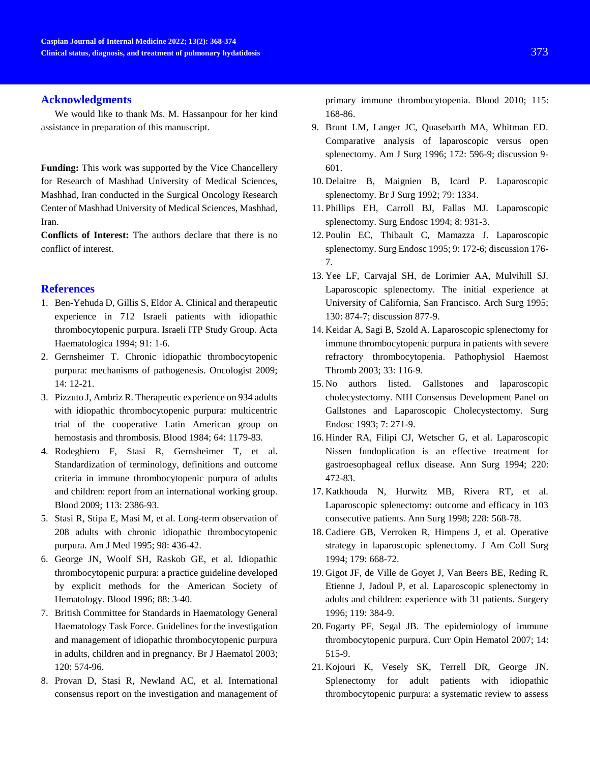## Acknowledgments

We would like to thank Ms. M. Hassanpour for her kind assistance in preparation of this manuscript.

**Funding:** This work was supported by the Vice Chancellery for Research of Mashhad University of Medical Sciences, Mashhad, Iran conducted in the Surgical Oncology Research Center of Mashhad University of Medical Sciences, Mashhad, Iran.

**Conflicts of Interest:** The authors declare that there is no conflict of interest.

## References

1. Ben-Yehuda D, Gillis S, Eldor A. Clinical and therapeutic experience in 712 Israeli patients with idiopathic thrombocytopenic purpura. Israeli ITP Study Group. Acta Haematologica 1994; 91: 1-6.
2. Gernsheimer T. Chronic idiopathic thrombocytopenic purpura: mechanisms of pathogenesis. Oncologist 2009; 14: 12-21.
3. Pizzuto J, Ambriz R. Therapeutic experience on 934 adults with idiopathic thrombocytopenic purpura: multicentric trial of the cooperative Latin American group on hemostasis and thrombosis. Blood 1984; 64: 1179-83.
4. Rodeghiero F, Stasi R, Gernsheimer T, et al. Standardization of terminology, definitions and outcome criteria in immune thrombocytopenic purpura of adults and children: report from an international working group. Blood 2009; 113: 2386-93.
5. Stasi R, Stipa E, Masi M, et al. Long-term observation of 208 adults with chronic idiopathic thrombocytopenic purpura. Am J Med 1995; 98: 436-42.
6. George JN, Woolf SH, Raskob GE, et al. Idiopathic thrombocytopenic purpura: a practice guideline developed by explicit methods for the American Society of Hematology. Blood 1996; 88: 3-40.
7. British Committee for Standards in Haematology General Haematology Task Force. Guidelines for the investigation and management of idiopathic thrombocytopenic purpura in adults, children and in pregnancy. Br J Haematol 2003; 120: 574-96.
8. Provan D, Stasi R, Newland AC, et al. International consensus report on the investigation and management of primary immune thrombocytopenia. Blood 2010; 115: 168-86.
9. Brunt LM, Langer JC, Quasebarth MA, Whitman ED. Comparative analysis of laparoscopic versus open splenectomy. Am J Surg 1996; 172: 596-9; discussion 9-601.
10. Delaitre B, Maignien B, Icard P. Laparoscopic splenectomy. Br J Surg 1992; 79: 1334.
11. Phillips EH, Carroll BJ, Fallas MJ. Laparoscopic splenectomy. Surg Endosc 1994; 8: 931-3.
12. Poulin EC, Thibault C, Mamazza J. Laparoscopic splenectomy. Surg Endosc 1995; 9: 172-6; discussion 176-7.
13. Yee LF, Carvajal SH, de Lorimier AA, Mulvihill SJ. Laparoscopic splenectomy. The initial experience at University of California, San Francisco. Arch Surg 1995; 130: 874-7; discussion 877-9.
14. Keidar A, Sagi B, Szold A. Laparoscopic splenectomy for immune thrombocytopenic purpura in patients with severe refractory thrombocytopenia. Pathophysiol Haemost Thromb 2003; 33: 116-9.
15. No authors listed. Gallstones and laparoscopic cholecystectomy. NIH Consensus Development Panel on Gallstones and Laparoscopic Cholecystectomy. Surg Endosc 1993; 7: 271-9.
16. Hinder RA, Filipi CJ, Wetscher G, et al. Laparoscopic Nissen fundoplication is an effective treatment for gastroesophageal reflux disease. Ann Surg 1994; 220: 472-83.
17. Katkhouda N, Hurwitz MB, Rivera RT, et al. Laparoscopic splenectomy: outcome and efficacy in 103 consecutive patients. Ann Surg 1998; 228: 568-78.
18. Cadiere GB, Verroken R, Himpens J, et al. Operative strategy in laparoscopic splenectomy. J Am Coll Surg 1994; 179: 668-72.
19. Gigot JF, de Ville de Goyet J, Van Beers BE, Reding R, Etienne J, Jadoul P, et al. Laparoscopic splenectomy in adults and children: experience with 31 patients. Surgery 1996; 119: 384-9.
20. Fogarty PF, Segal JB. The epidemiology of immune thrombocytopenic purpura. Curr Opin Hematol 2007; 14: 515-9.
21. Kojouri K, Vesely SK, Terrell DR, George JN. Splenectomy for adult patients with idiopathic thrombocytopenic purpura: a systematic review to assess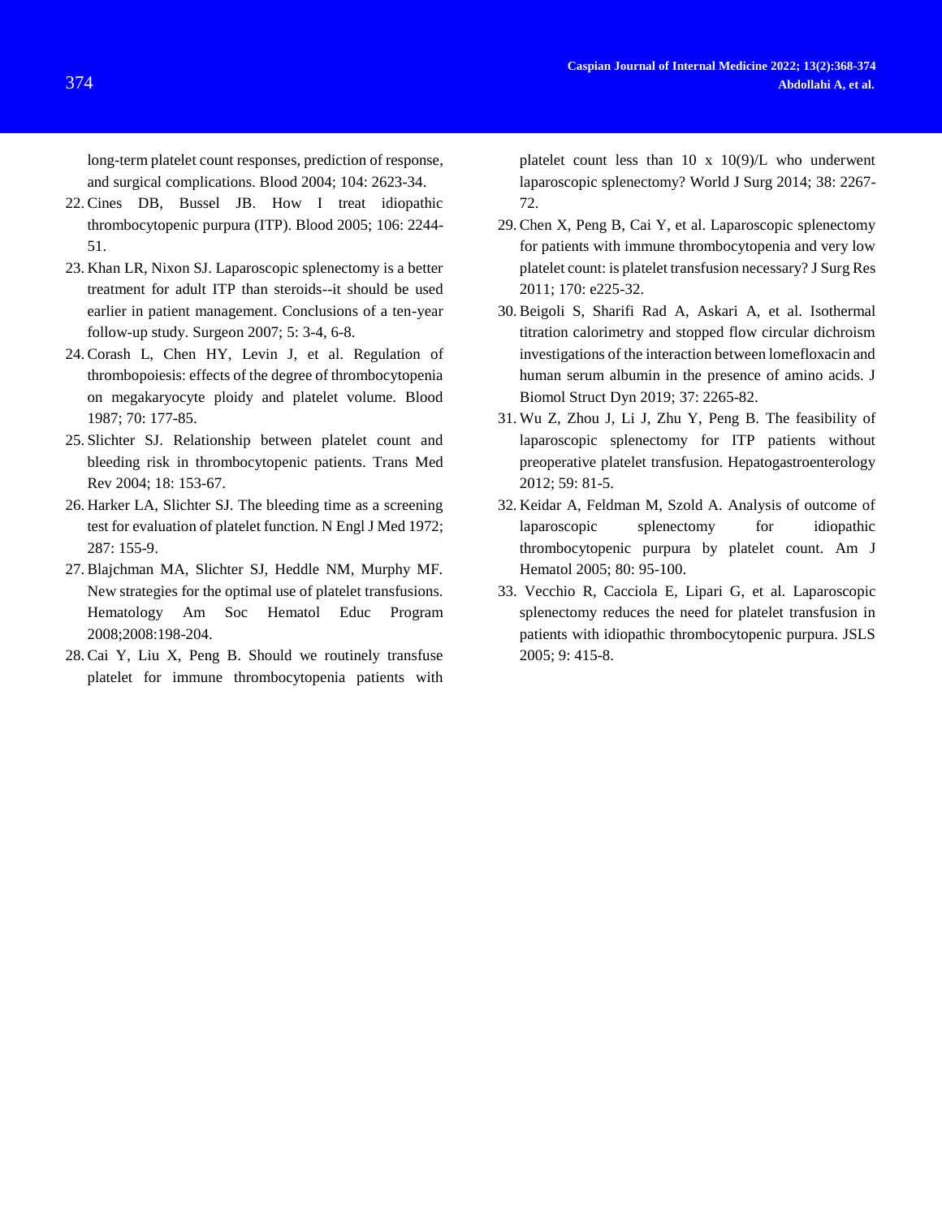long-term platelet count responses, prediction of response, and surgical complications. Blood 2004; 104: 2623-34.

22. Cines DB, Bussel JB. How I treat idiopathic thrombocytopenic purpura (ITP). Blood 2005; 106: 2244-51.
23. Khan LR, Nixon SJ. Laparoscopic splenectomy is a better treatment for adult ITP than steroids--it should be used earlier in patient management. Conclusions of a ten-year follow-up study. Surgeon 2007; 5: 3-4, 6-8.
24. Corash L, Chen HY, Levin J, et al. Regulation of thrombopoiesis: effects of the degree of thrombocytopenia on megakaryocyte ploidy and platelet volume. Blood 1987; 70: 177-85.
25. Slichter SJ. Relationship between platelet count and bleeding risk in thrombocytopenic patients. Trans Med Rev 2004; 18: 153-67.
26. Harker LA, Slichter SJ. The bleeding time as a screening test for evaluation of platelet function. N Engl J Med 1972; 287: 155-9.
27. Blajchman MA, Slichter SJ, Heddle NM, Murphy MF. New strategies for the optimal use of platelet transfusions. Hematology Am Soc Hematol Educ Program 2008;2008:198-204.
28. Cai Y, Liu X, Peng B. Should we routinely transfuse platelet for immune thrombocytopenia patients with platelet count less than 10 x 10(9)/L who underwent laparoscopic splenectomy? World J Surg 2014; 38: 2267-72.
29. Chen X, Peng B, Cai Y, et al. Laparoscopic splenectomy for patients with immune thrombocytopenia and very low platelet count: is platelet transfusion necessary? J Surg Res 2011; 170: e225-32.
30. Beigoli S, Sharifi Rad A, Askari A, et al. Isothermal titration calorimetry and stopped flow circular dichroism investigations of the interaction between lomefloxacin and human serum albumin in the presence of amino acids. J Biomol Struct Dyn 2019; 37: 2265-82.
31. Wu Z, Zhou J, Li J, Zhu Y, Peng B. The feasibility of laparoscopic splenectomy for ITP patients without preoperative platelet transfusion. Hepatogastroenterology 2012; 59: 81-5.
32. Keidar A, Feldman M, Szold A. Analysis of outcome of laparoscopic splenectomy for idiopathic thrombocytopenic purpura by platelet count. Am J Hematol 2005; 80: 95-100.
33. Vecchio R, Cacciola E, Lipari G, et al. Laparoscopic splenectomy reduces the need for platelet transfusion in patients with idiopathic thrombocytopenic purpura. JSLS 2005; 9: 415-8.